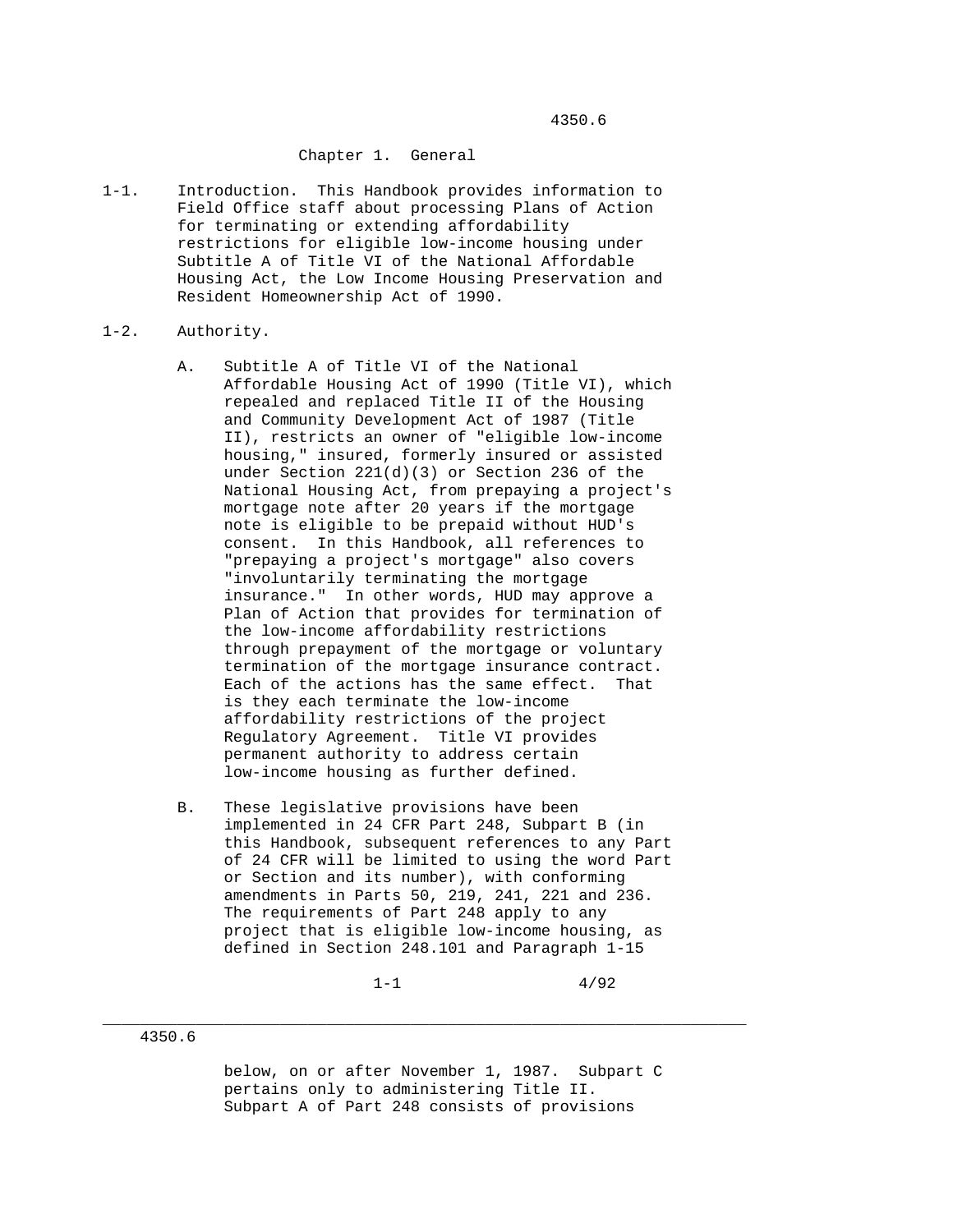## Chapter 1. General

1-1. Introduction. This Handbook provides information to Field Office staff about processing Plans of Action for terminating or extending affordability restrictions for eligible low-income housing under Subtitle A of Title VI of the National Affordable Housing Act, the Low Income Housing Preservation and Resident Homeownership Act of 1990.

1-2. Authority.

A. Subtitle A of Title VI of the National Affordable Housing Act of 1990 (Title VI), which repealed and replaced Title II of the Housing and Community Development Act of 1987 (Title II), restricts an owner of "eligible low-income housing," insured, formerly insured or assisted under Section 221(d)(3) or Section 236 of the National Housing Act, from prepaying a project's mortgage note after 20 years if the mortgage note is eligible to be prepaid without HUD's consent. In this Handbook, all references to "prepaying a project's mortgage" also covers "involuntarily terminating the mortgage insurance." In other words, HUD may approve a Plan of Action that provides for termination of the low-income affordability restrictions through prepayment of the mortgage or voluntary termination of the mortgage insurance contract. Each of the actions has the same effect. That is they each terminate the low-income affordability restrictions of the project Regulatory Agreement. Title VI provides permanent authority to address certain low-income housing as further defined.

B. These legislative provisions have been implemented in 24 CFR Part 248, Subpart B (in this Handbook, subsequent references to any Part of 24 CFR will be limited to using the word Part or Section and its number), with conforming amendments in Parts 50, 219, 241, 221 and 236. The requirements of Part 248 apply to any project that is eligible low-income housing, as defined in Section 248.101 and Paragraph 1-15 below, on or after November 1, 1987. Subpart C pertains only to administering Title II. Subpart A of Part 248 consists of provisions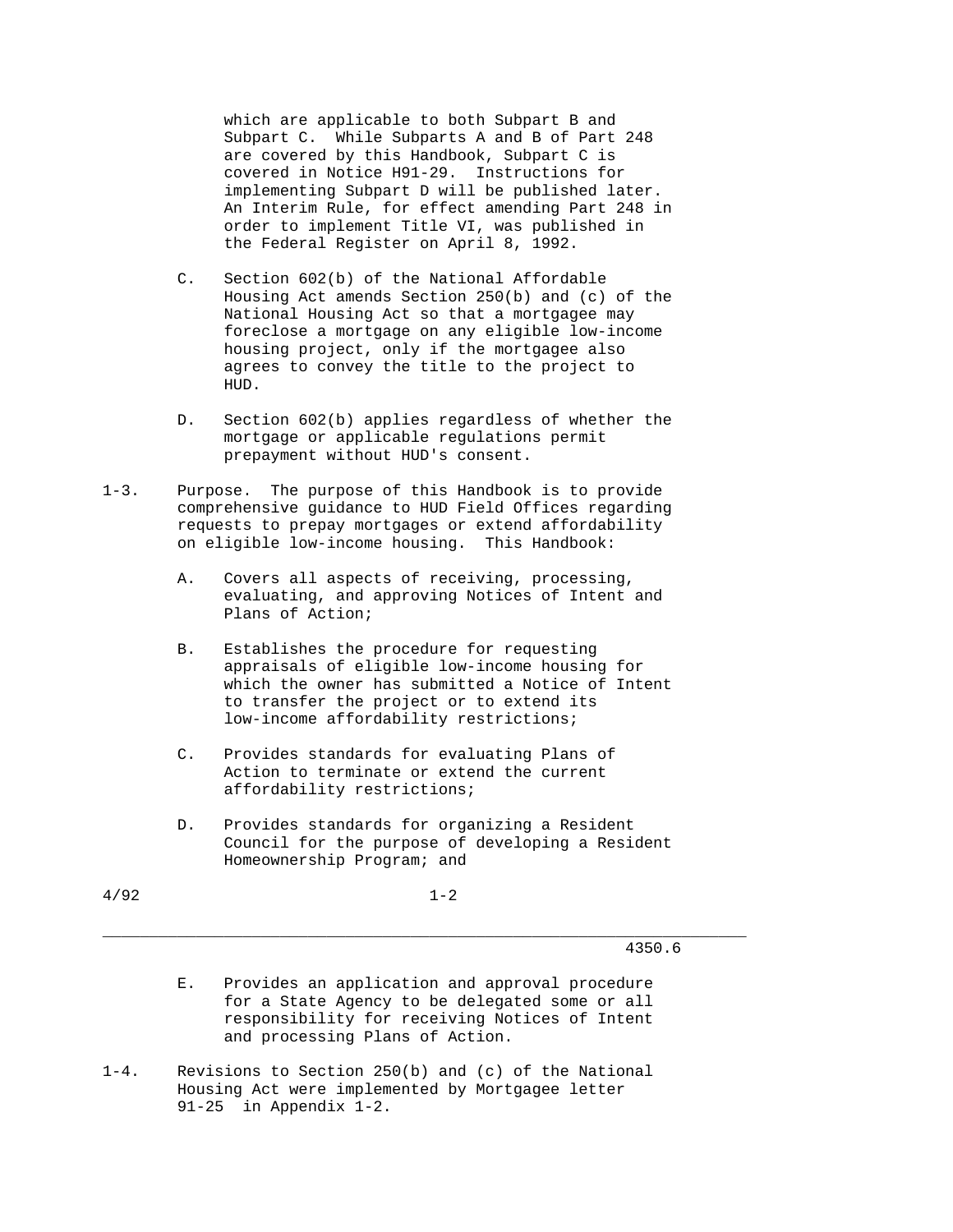which are applicable to both Subpart B and Subpart C. While Subparts A and B of Part 248 are covered by this Handbook, Subpart C is covered in Notice H91-29. Instructions for implementing Subpart D will be published later. An Interim Rule, for effect amending Part 248 in order to implement Title VI, was published in the Federal Register on April 8, 1992.

C. Section 602(b) of the National Affordable Housing Act amends Section 250(b) and (c) of the National Housing Act so that a mortgagee may foreclose a mortgage on any eligible low-income housing project, only if the mortgagee also agrees to convey the title to the project to HUD.

D. Section 602(b) applies regardless of whether the mortgage or applicable regulations permit prepayment without HUD's consent.

1-3. Purpose. The purpose of this Handbook is to provide comprehensive guidance to HUD Field Offices regarding requests to prepay mortgages or extend affordability on eligible low-income housing. This Handbook:

A. Covers all aspects of receiving, processing, evaluating, and approving Notices of Intent and Plans of Action;

B. Establishes the procedure for requesting appraisals of eligible low-income housing for which the owner has submitted a Notice of Intent to transfer the project or to extend its low-income affordability restrictions;

C. Provides standards for evaluating Plans of Action to terminate or extend the current affordability restrictions;

D. Provides standards for organizing a Resident Council for the purpose of developing a Resident Homeownership Program; and

E. Provides an application and approval procedure for a State Agency to be delegated some or all responsibility for receiving Notices of Intent and processing Plans of Action.

1-4. Revisions to Section 250(b) and (c) of the National Housing Act were implemented by Mortgagee letter 91-25 in Appendix 1-2.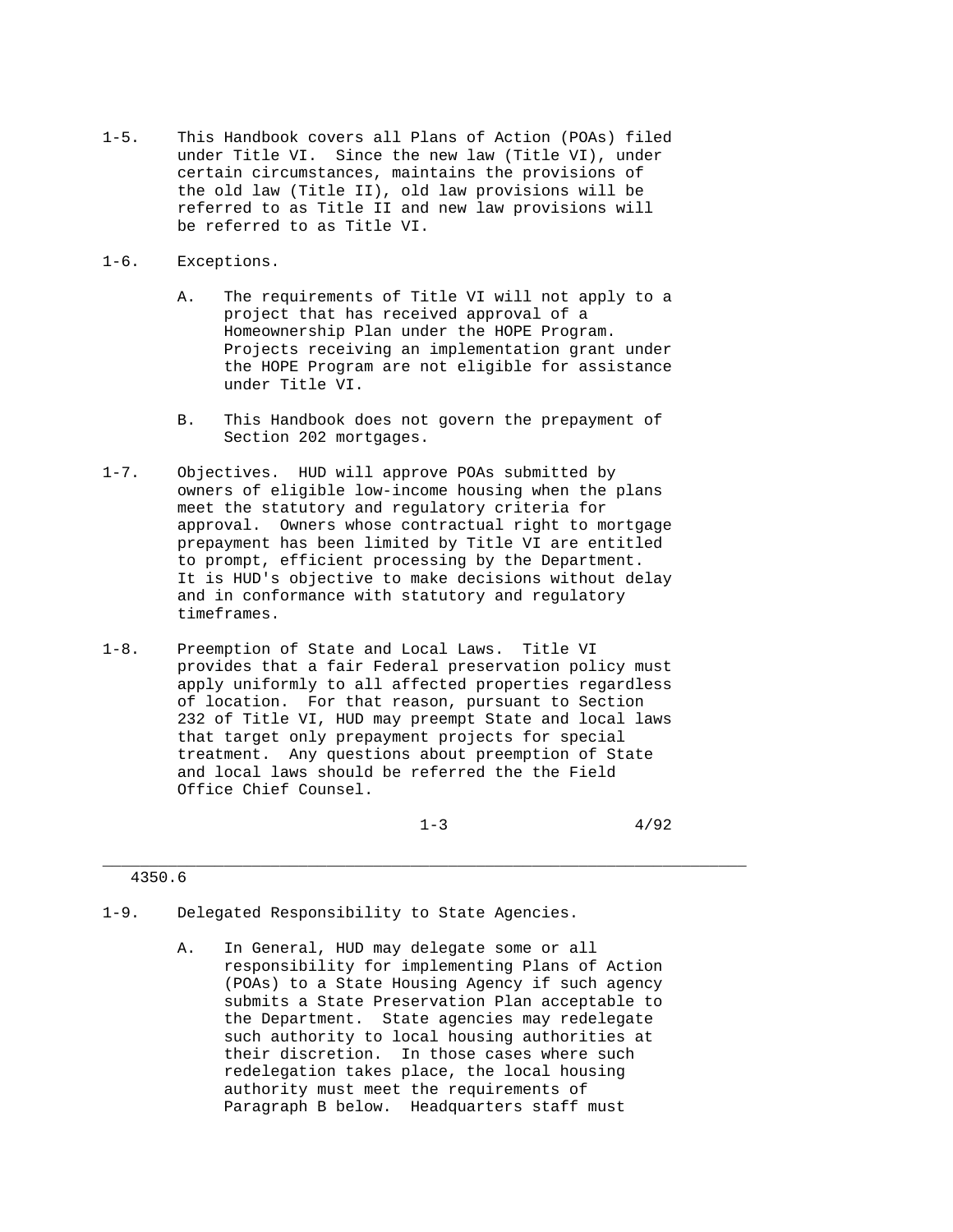1-5. This Handbook covers all Plans of Action (POAs) filed under Title VI. Since the new law (Title VI), under certain circumstances, maintains the provisions of the old law (Title II), old law provisions will be referred to as Title II and new law provisions will be referred to as Title VI.

1-6. Exceptions.

A. The requirements of Title VI will not apply to a project that has received approval of a Homeownership Plan under the HOPE Program. Projects receiving an implementation grant under the HOPE Program are not eligible for assistance under Title VI.

B. This Handbook does not govern the prepayment of Section 202 mortgages.

1-7. Objectives. HUD will approve POAs submitted by owners of eligible low-income housing when the plans meet the statutory and regulatory criteria for approval. Owners whose contractual right to mortgage prepayment has been limited by Title VI are entitled to prompt, efficient processing by the Department. It is HUD's objective to make decisions without delay and in conformance with statutory and regulatory timeframes.

1-8. Preemption of State and Local Laws. Title VI provides that a fair Federal preservation policy must apply uniformly to all affected properties regardless of location. For that reason, pursuant to Section 232 of Title VI, HUD may preempt State and local laws that target only prepayment projects for special treatment. Any questions about preemption of State and local laws should be referred the the Field Office Chief Counsel.

1-9. Delegated Responsibility to State Agencies.

A. In General, HUD may delegate some or all responsibility for implementing Plans of Action (POAs) to a State Housing Agency if such agency submits a State Preservation Plan acceptable to the Department. State agencies may redelegate such authority to local housing authorities at their discretion. In those cases where such redelegation takes place, the local housing authority must meet the requirements of Paragraph B below. Headquarters staff must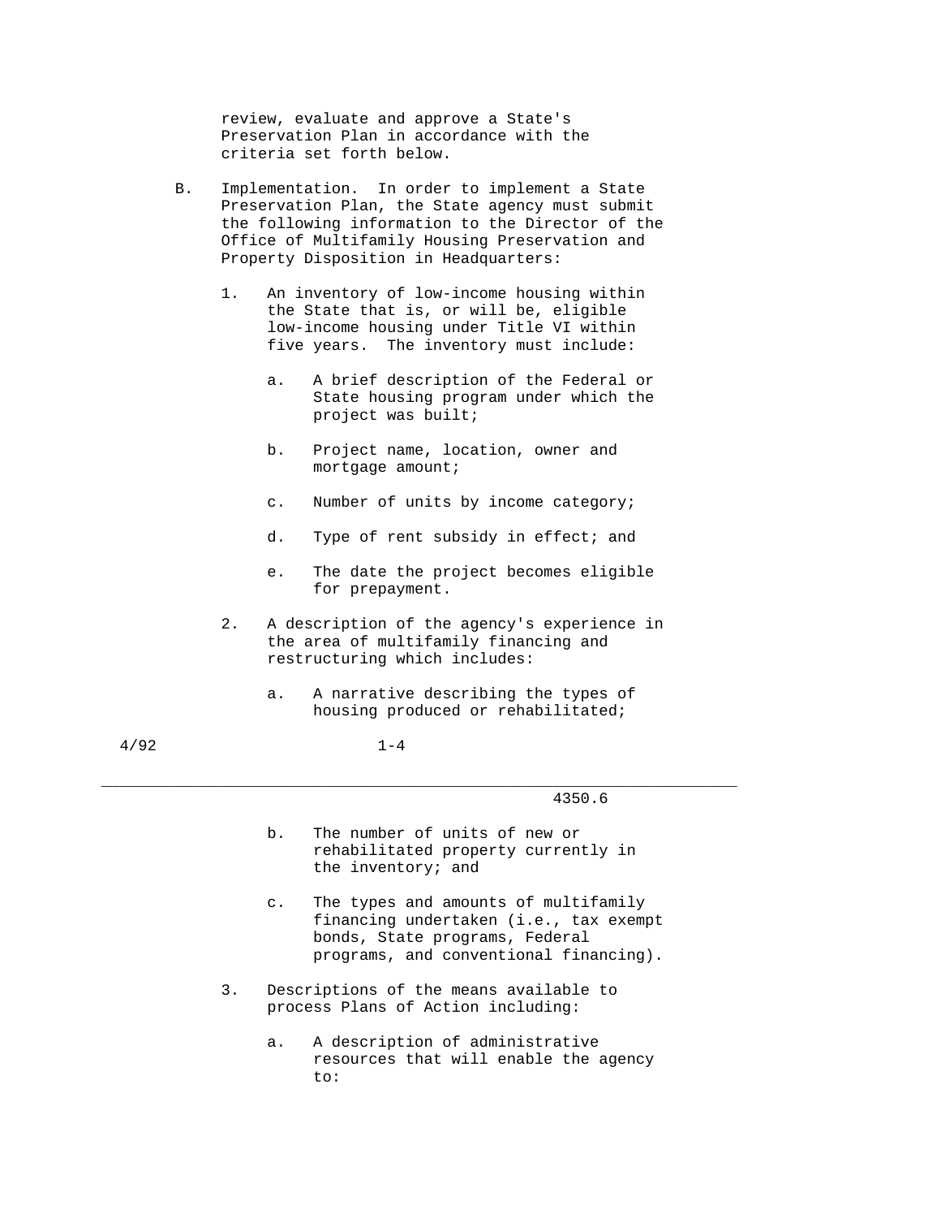review, evaluate and approve a State's Preservation Plan in accordance with the criteria set forth below.

B. Implementation. In order to implement a State Preservation Plan, the State agency must submit the following information to the Director of the Office of Multifamily Housing Preservation and Property Disposition in Headquarters:

1. An inventory of low-income housing within the State that is, or will be, eligible low-income housing under Title VI within five years. The inventory must include:

   a. A brief description of the Federal or State housing program under which the project was built;

   b. Project name, location, owner and mortgage amount;

   c. Number of units by income category;

   d. Type of rent subsidy in effect; and

   e. The date the project becomes eligible for prepayment.

2. A description of the agency's experience in the area of multifamily financing and restructuring which includes:

   a. A narrative describing the types of housing produced or rehabilitated;

   b. The number of units of new or rehabilitated property currently in the inventory; and

   c. The types and amounts of multifamily financing undertaken (i.e., tax exempt bonds, State programs, Federal programs, and conventional financing).

3. Descriptions of the means available to process Plans of Action including:

   a. A description of administrative resources that will enable the agency to: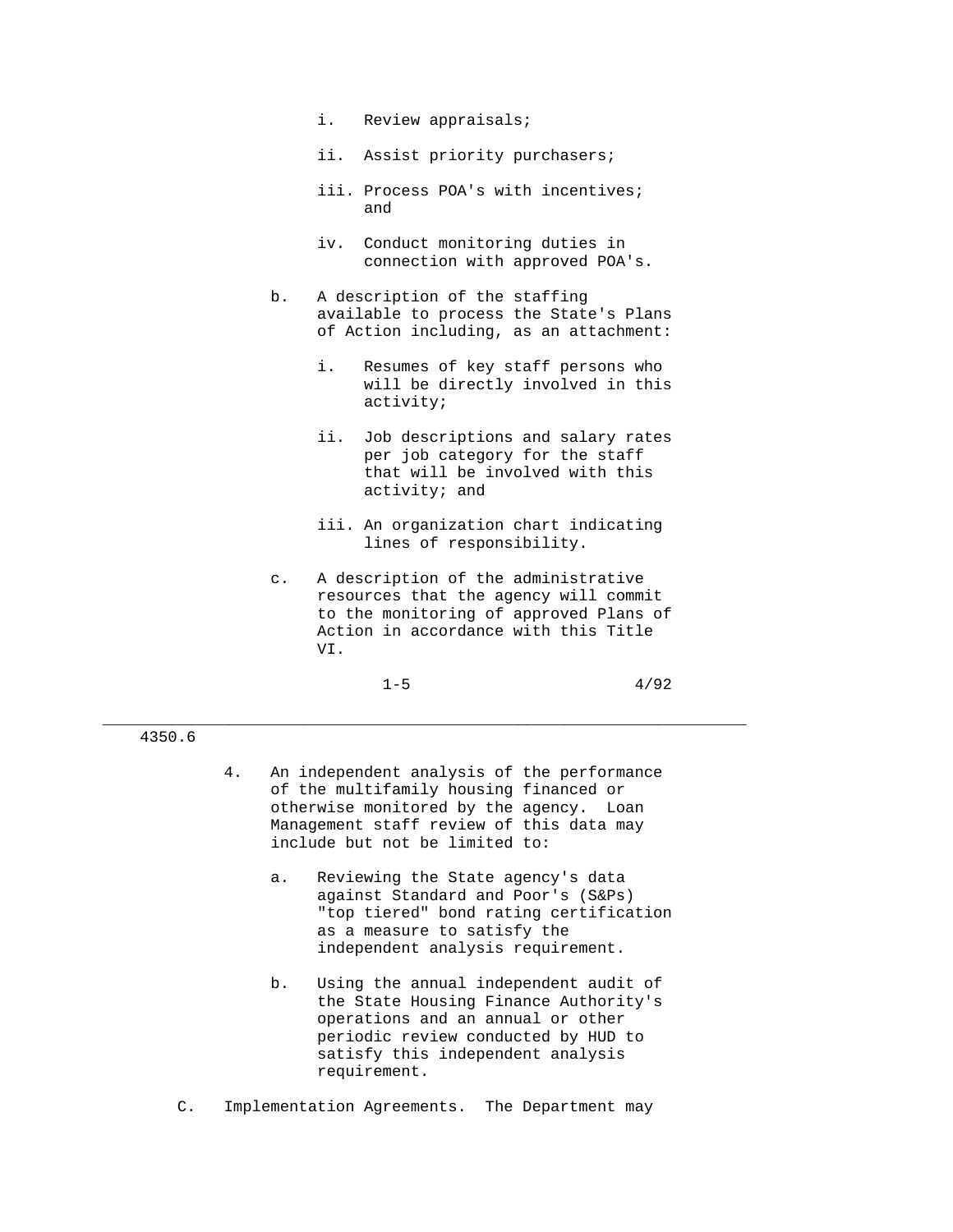i. Review appraisals;

   ii. Assist priority purchasers;

   iii. Process POA's with incentives; and

   iv. Conduct monitoring duties in connection with approved POA's.

b. A description of the staffing available to process the State's Plans of Action including, as an attachment:

   i. Resumes of key staff persons who will be directly involved in this activity;

   ii. Job descriptions and salary rates per job category for the staff that will be involved with this activity; and

   iii. An organization chart indicating lines of responsibility.

c. A description of the administrative resources that the agency will commit to the monitoring of approved Plans of Action in accordance with this Title VI.

4. An independent analysis of the performance of the multifamily housing financed or otherwise monitored by the agency. Loan Management staff review of this data may include but not be limited to:

   a. Reviewing the State agency's data against Standard and Poor's (S&Ps) "top tiered" bond rating certification as a measure to satisfy the independent analysis requirement.

   b. Using the annual independent audit of the State Housing Finance Authority's operations and an annual or other periodic review conducted by HUD to satisfy this independent analysis requirement.

C. Implementation Agreements. The Department may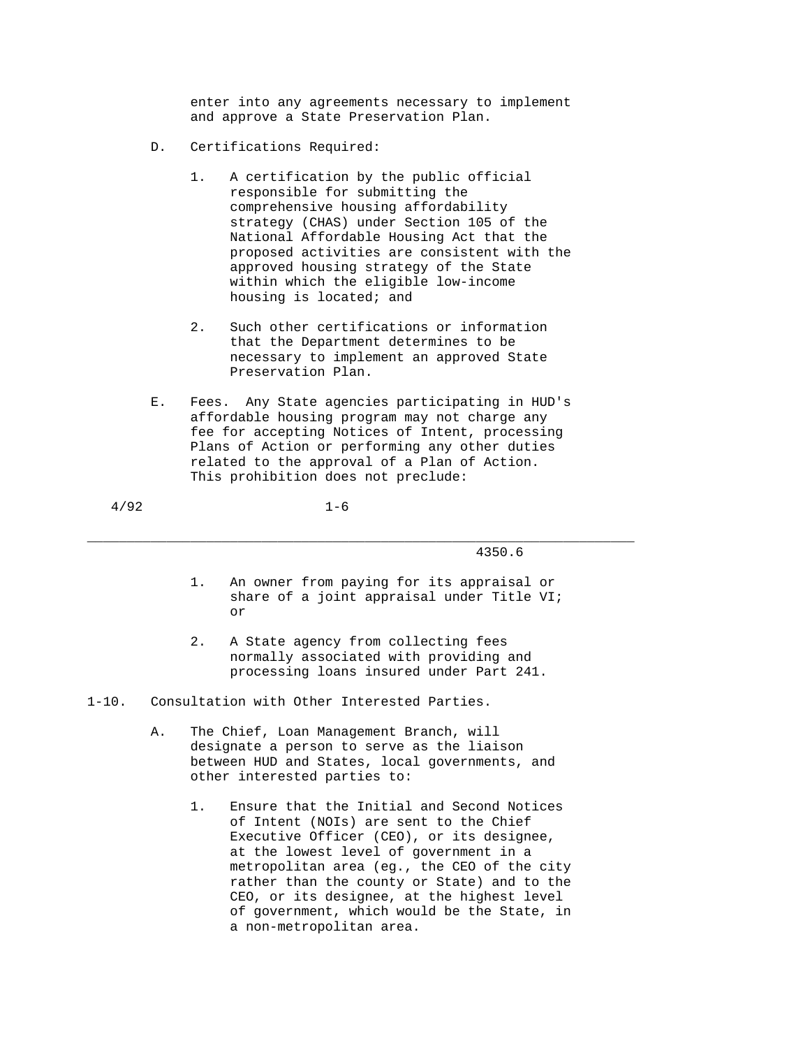enter into any agreements necessary to implement and approve a State Preservation Plan.

D. Certifications Required:

1. A certification by the public official responsible for submitting the comprehensive housing affordability strategy (CHAS) under Section 105 of the National Affordable Housing Act that the proposed activities are consistent with the approved housing strategy of the State within which the eligible low-income housing is located; and

2. Such other certifications or information that the Department determines to be necessary to implement an approved State Preservation Plan.

E. Fees. Any State agencies participating in HUD's affordable housing program may not charge any fee for accepting Notices of Intent, processing Plans of Action or performing any other duties related to the approval of a Plan of Action. This prohibition does not preclude:

1. An owner from paying for its appraisal or share of a joint appraisal under Title VI; or

2. A State agency from collecting fees normally associated with providing and processing loans insured under Part 241.

1-10. Consultation with Other Interested Parties.

A. The Chief, Loan Management Branch, will designate a person to serve as the liaison between HUD and States, local governments, and other interested parties to:

1. Ensure that the Initial and Second Notices of Intent (NOIs) are sent to the Chief Executive Officer (CEO), or its designee, at the lowest level of government in a metropolitan area (eg., the CEO of the city rather than the county or State) and to the CEO, or its designee, at the highest level of government, which would be the State, in a non-metropolitan area.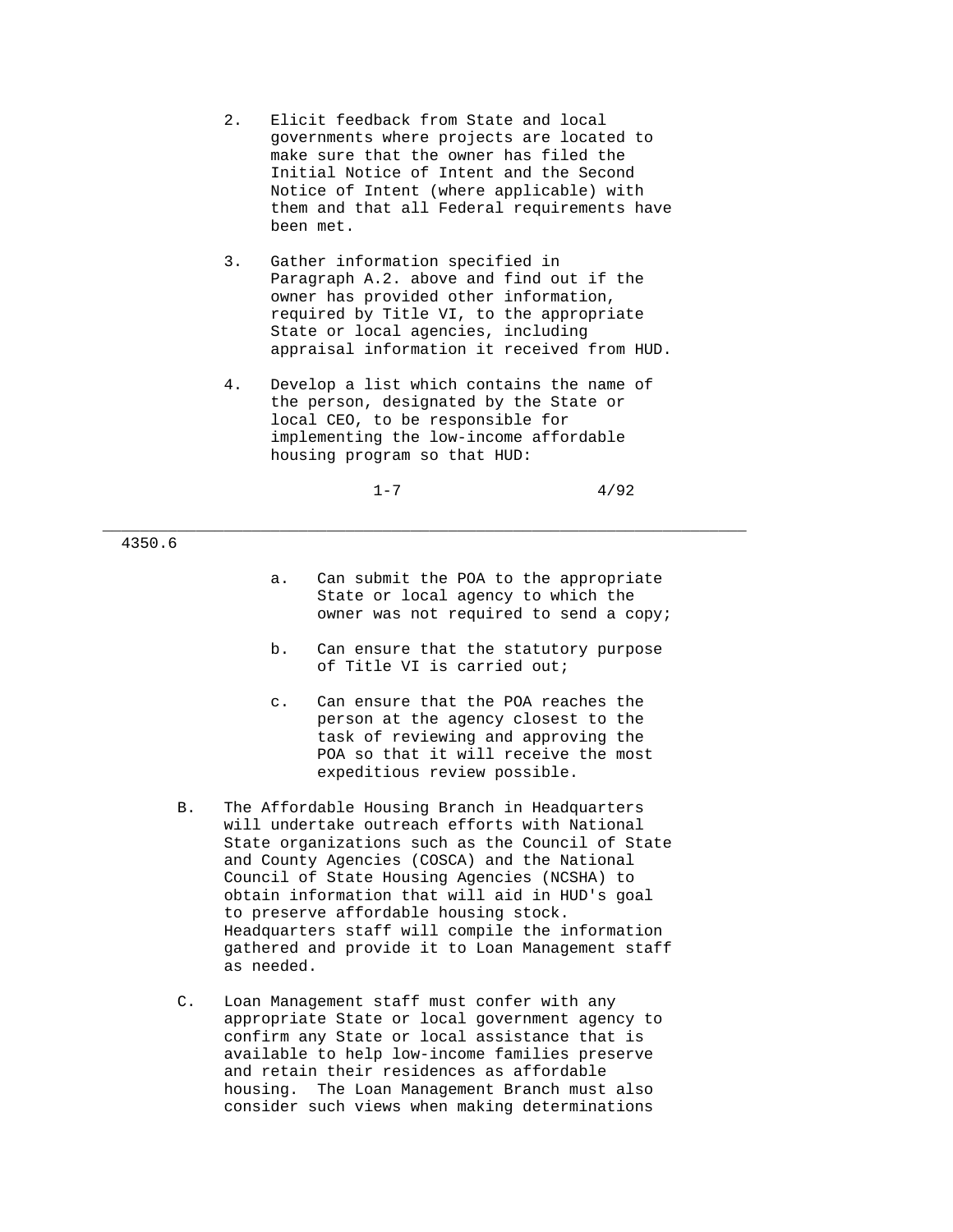2. Elicit feedback from State and local governments where projects are located to make sure that the owner has filed the Initial Notice of Intent and the Second Notice of Intent (where applicable) with them and that all Federal requirements have been met.

3. Gather information specified in Paragraph A.2. above and find out if the owner has provided other information, required by Title VI, to the appropriate State or local agencies, including appraisal information it received from HUD.

4. Develop a list which contains the name of the person, designated by the State or local CEO, to be responsible for implementing the low-income affordable housing program so that HUD:

   a. Can submit the POA to the appropriate State or local agency to which the owner was not required to send a copy;

   b. Can ensure that the statutory purpose of Title VI is carried out;

   c. Can ensure that the POA reaches the person at the agency closest to the task of reviewing and approving the POA so that it will receive the most expeditious review possible.

B. The Affordable Housing Branch in Headquarters will undertake outreach efforts with National State organizations such as the Council of State and County Agencies (COSCA) and the National Council of State Housing Agencies (NCSHA) to obtain information that will aid in HUD's goal to preserve affordable housing stock. Headquarters staff will compile the information gathered and provide it to Loan Management staff as needed.

C. Loan Management staff must confer with any appropriate State or local government agency to confirm any State or local assistance that is available to help low-income families preserve and retain their residences as affordable housing. The Loan Management Branch must also consider such views when making determinations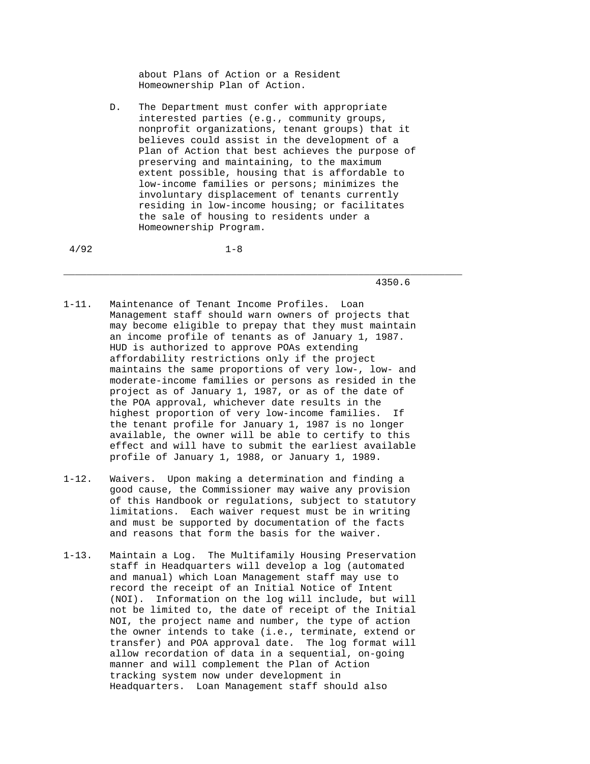about Plans of Action or a Resident Homeownership Plan of Action.

D. The Department must confer with appropriate interested parties (e.g., community groups, nonprofit organizations, tenant groups) that it believes could assist in the development of a Plan of Action that best achieves the purpose of preserving and maintaining, to the maximum extent possible, housing that is affordable to low-income families or persons; minimizes the involuntary displacement of tenants currently residing in low-income housing; or facilitates the sale of housing to residents under a Homeownership Program.

1-11. Maintenance of Tenant Income Profiles. Loan Management staff should warn owners of projects that may become eligible to prepay that they must maintain an income profile of tenants as of January 1, 1987. HUD is authorized to approve POAs extending affordability restrictions only if the project maintains the same proportions of very low-, low- and moderate-income families or persons as resided in the project as of January 1, 1987, or as of the date of the POA approval, whichever date results in the highest proportion of very low-income families. If the tenant profile for January 1, 1987 is no longer available, the owner will be able to certify to this effect and will have to submit the earliest available profile of January 1, 1988, or January 1, 1989.

1-12. Waivers. Upon making a determination and finding a good cause, the Commissioner may waive any provision of this Handbook or regulations, subject to statutory limitations. Each waiver request must be in writing and must be supported by documentation of the facts and reasons that form the basis for the waiver.

1-13. Maintain a Log. The Multifamily Housing Preservation staff in Headquarters will develop a log (automated and manual) which Loan Management staff may use to record the receipt of an Initial Notice of Intent (NOI). Information on the log will include, but will not be limited to, the date of receipt of the Initial NOI, the project name and number, the type of action the owner intends to take (i.e., terminate, extend or transfer) and POA approval date. The log format will allow recordation of data in a sequential, on-going manner and will complement the Plan of Action tracking system now under development in Headquarters. Loan Management staff should also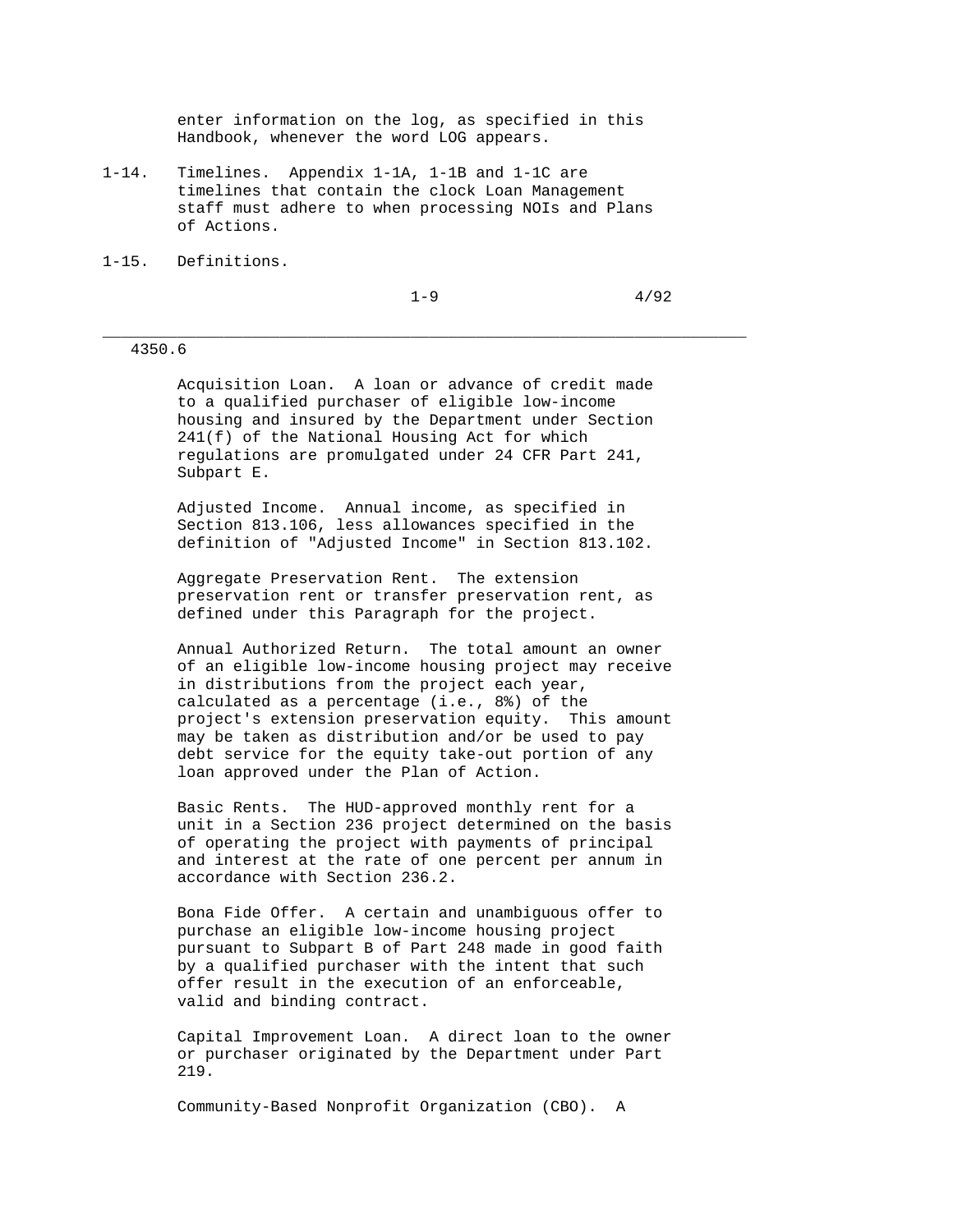enter information on the log, as specified in this Handbook, whenever the word LOG appears.

1-14. Timelines. Appendix 1-1A, 1-1B and 1-1C are timelines that contain the clock Loan Management staff must adhere to when processing NOIs and Plans of Actions.

1-15. Definitions.

Acquisition Loan. A loan or advance of credit made to a qualified purchaser of eligible low-income housing and insured by the Department under Section 241(f) of the National Housing Act for which regulations are promulgated under 24 CFR Part 241, Subpart E.

Adjusted Income. Annual income, as specified in Section 813.106, less allowances specified in the definition of "Adjusted Income" in Section 813.102.

Aggregate Preservation Rent. The extension preservation rent or transfer preservation rent, as defined under this Paragraph for the project.

Annual Authorized Return. The total amount an owner of an eligible low-income housing project may receive in distributions from the project each year, calculated as a percentage (i.e., 8%) of the project's extension preservation equity. This amount may be taken as distribution and/or be used to pay debt service for the equity take-out portion of any loan approved under the Plan of Action.

Basic Rents. The HUD-approved monthly rent for a unit in a Section 236 project determined on the basis of operating the project with payments of principal and interest at the rate of one percent per annum in accordance with Section 236.2.

Bona Fide Offer. A certain and unambiguous offer to purchase an eligible low-income housing project pursuant to Subpart B of Part 248 made in good faith by a qualified purchaser with the intent that such offer result in the execution of an enforceable, valid and binding contract.

Capital Improvement Loan. A direct loan to the owner or purchaser originated by the Department under Part 219.

Community-Based Nonprofit Organization (CBO). A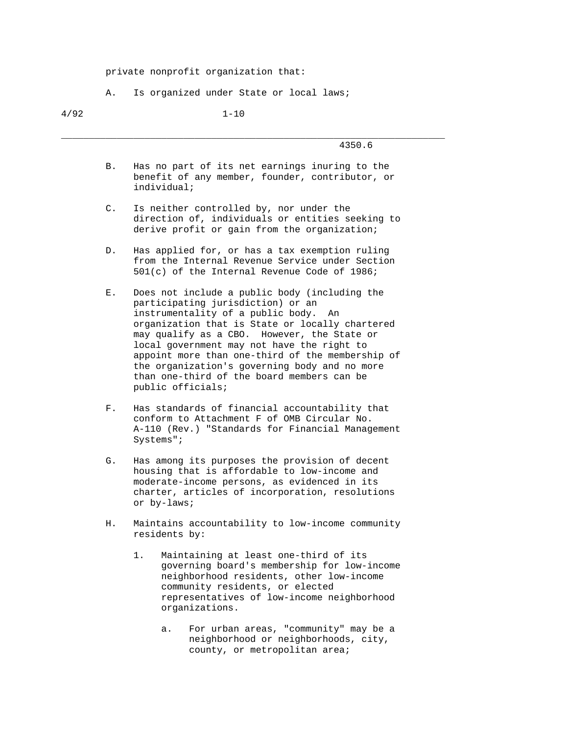private nonprofit organization that:

A. Is organized under State or local laws;

B. Has no part of its net earnings inuring to the benefit of any member, founder, contributor, or individual;

C. Is neither controlled by, nor under the direction of, individuals or entities seeking to derive profit or gain from the organization;

D. Has applied for, or has a tax exemption ruling from the Internal Revenue Service under Section 501(c) of the Internal Revenue Code of 1986;

E. Does not include a public body (including the participating jurisdiction) or an instrumentality of a public body. An organization that is State or locally chartered may qualify as a CBO. However, the State or local government may not have the right to appoint more than one-third of the membership of the organization's governing body and no more than one-third of the board members can be public officials;

F. Has standards of financial accountability that conform to Attachment F of OMB Circular No. A-110 (Rev.) "Standards for Financial Management Systems";

G. Has among its purposes the provision of decent housing that is affordable to low-income and moderate-income persons, as evidenced in its charter, articles of incorporation, resolutions or by-laws;

H. Maintains accountability to low-income community residents by:

   1. Maintaining at least one-third of its governing board's membership for low-income neighborhood residents, other low-income community residents, or elected representatives of low-income neighborhood organizations.

      a. For urban areas, "community" may be a neighborhood or neighborhoods, city, county, or metropolitan area;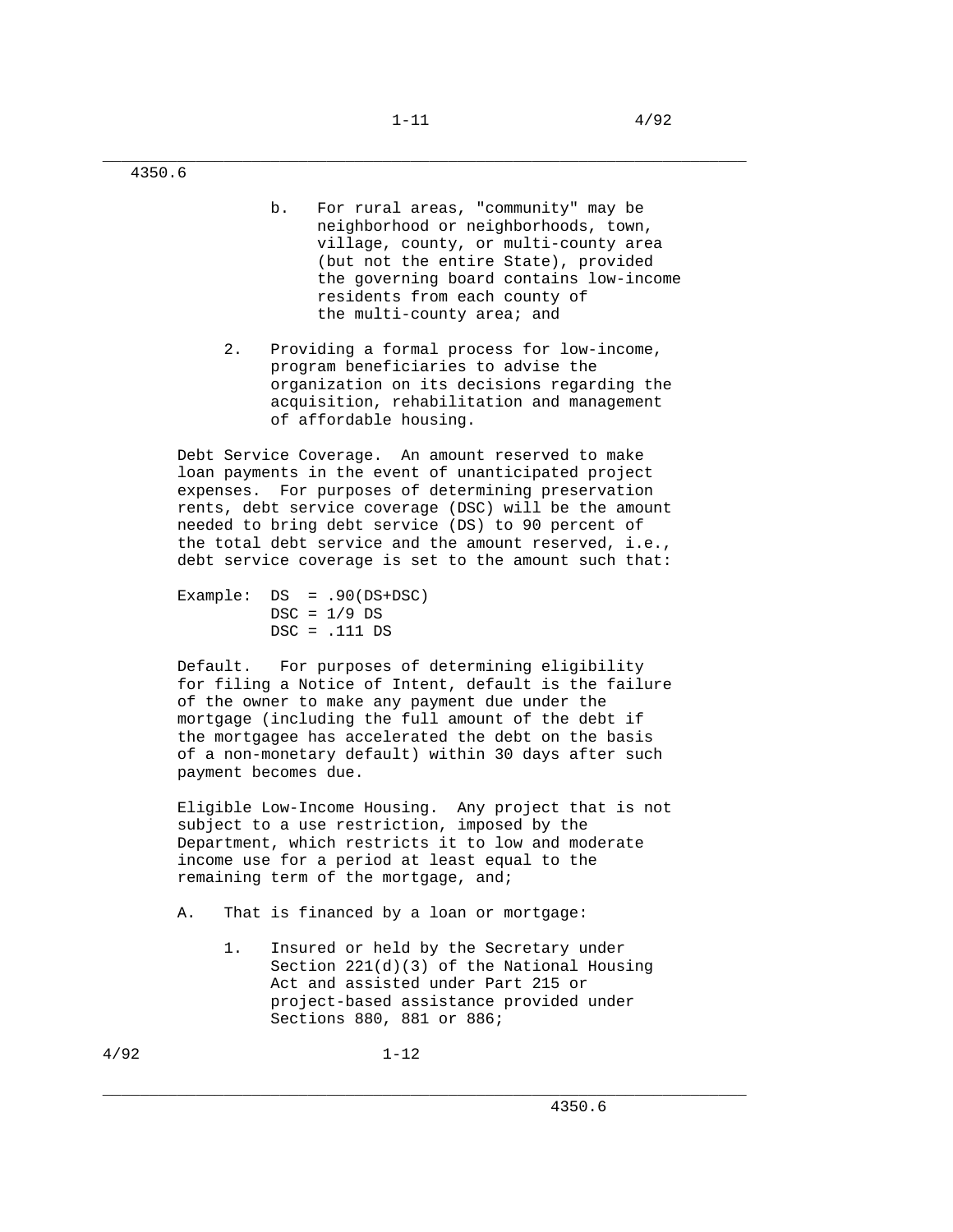b. For rural areas, "community" may be neighborhood or neighborhoods, town, village, county, or multi-county area (but not the entire State), provided the governing board contains low-income residents from each county of the multi-county area; and

2. Providing a formal process for low-income, program beneficiaries to advise the organization on its decisions regarding the acquisition, rehabilitation and management of affordable housing.

Debt Service Coverage. An amount reserved to make loan payments in the event of unanticipated project expenses. For purposes of determining preservation rents, debt service coverage (DSC) will be the amount needed to bring debt service (DS) to 90 percent of the total debt service and the amount reserved, i.e., debt service coverage is set to the amount such that:

Example: $DS = .90(DS+DSC)$
$DSC = 1/9\ DS$
$DSC = .111\ DS$

Default. For purposes of determining eligibility for filing a Notice of Intent, default is the failure of the owner to make any payment due under the mortgage (including the full amount of the debt if the mortgagee has accelerated the debt on the basis of a non-monetary default) within 30 days after such payment becomes due.

Eligible Low-Income Housing. Any project that is not subject to a use restriction, imposed by the Department, which restricts it to low and moderate income use for a period at least equal to the remaining term of the mortgage, and;

A. That is financed by a loan or mortgage:

1. Insured or held by the Secretary under Section 221(d)(3) of the National Housing Act and assisted under Part 215 or project-based assistance provided under Sections 880, 881 or 886;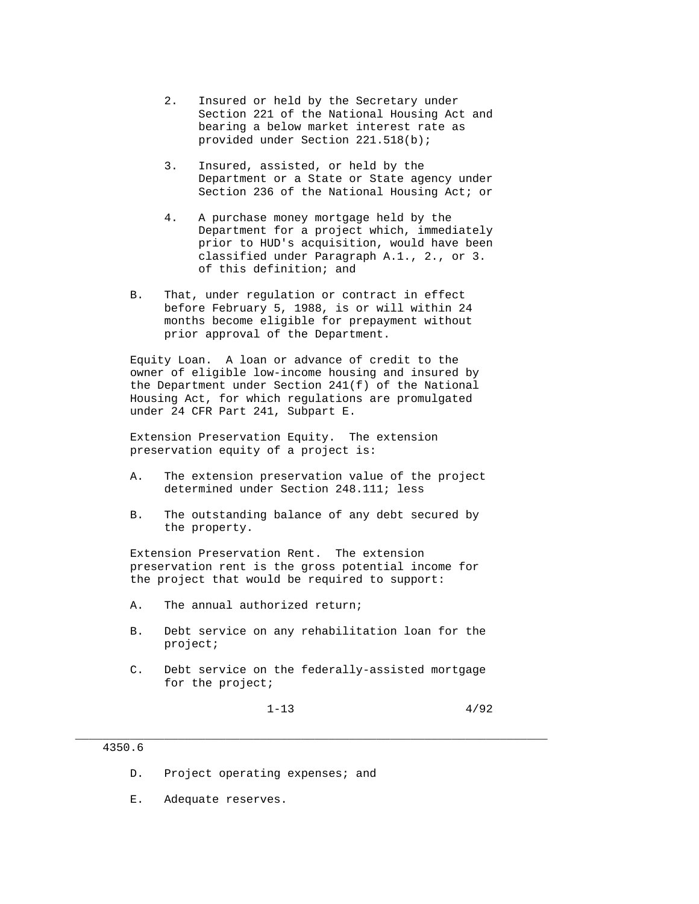2. Insured or held by the Secretary under Section 221 of the National Housing Act and bearing a below market interest rate as provided under Section 221.518(b);

3. Insured, assisted, or held by the Department or a State or State agency under Section 236 of the National Housing Act; or

4. A purchase money mortgage held by the Department for a project which, immediately prior to HUD's acquisition, would have been classified under Paragraph A.1., 2., or 3. of this definition; and

B. That, under regulation or contract in effect before February 5, 1988, is or will within 24 months become eligible for prepayment without prior approval of the Department.

Equity Loan. A loan or advance of credit to the owner of eligible low-income housing and insured by the Department under Section 241(f) of the National Housing Act, for which regulations are promulgated under 24 CFR Part 241, Subpart E.

Extension Preservation Equity. The extension preservation equity of a project is:

A. The extension preservation value of the project determined under Section 248.111; less

B. The outstanding balance of any debt secured by the property.

Extension Preservation Rent. The extension preservation rent is the gross potential income for the project that would be required to support:

A. The annual authorized return;

B. Debt service on any rehabilitation loan for the project;

C. Debt service on the federally-assisted mortgage for the project;

D. Project operating expenses; and

E. Adequate reserves.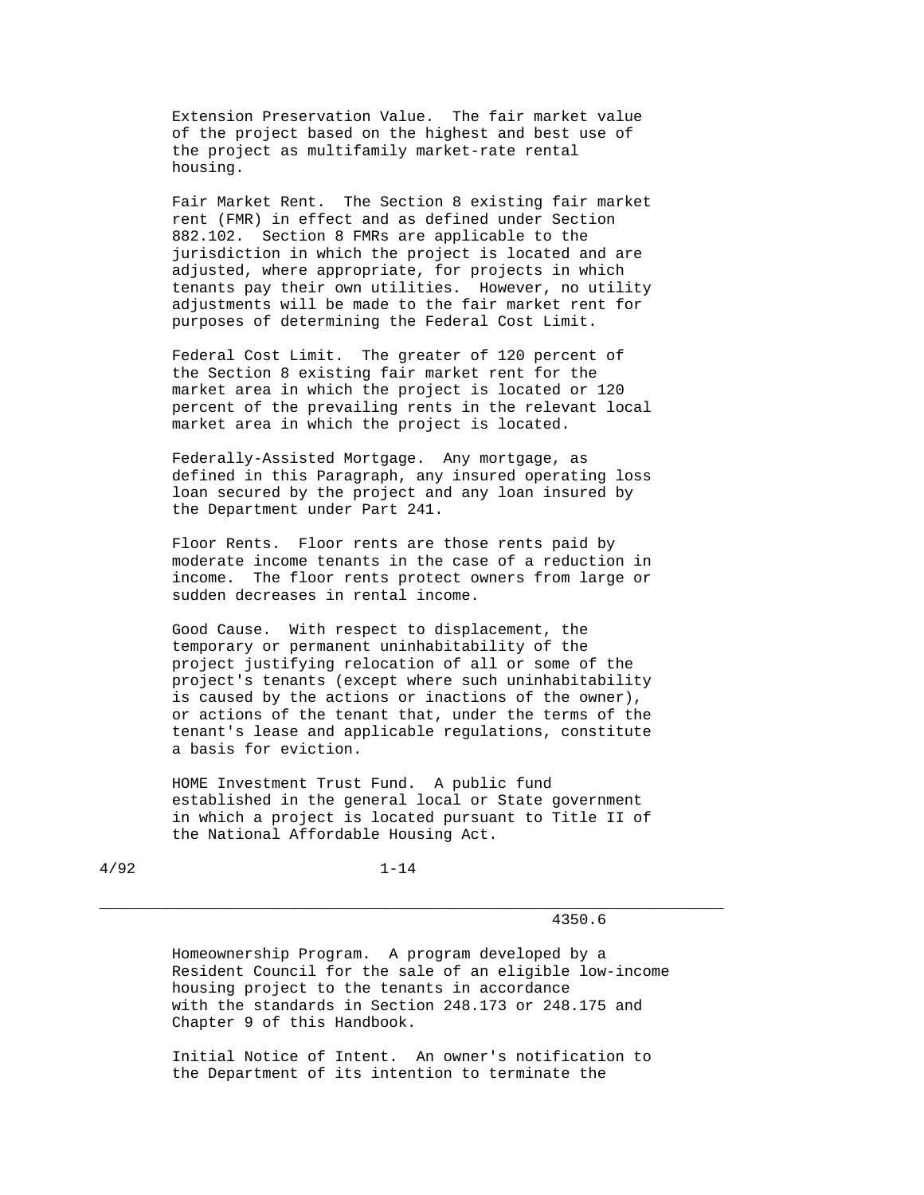Extension Preservation Value. The fair market value of the project based on the highest and best use of the project as multifamily market-rate rental housing.

Fair Market Rent. The Section 8 existing fair market rent (FMR) in effect and as defined under Section 882.102. Section 8 FMRs are applicable to the jurisdiction in which the project is located and are adjusted, where appropriate, for projects in which tenants pay their own utilities. However, no utility adjustments will be made to the fair market rent for purposes of determining the Federal Cost Limit.

Federal Cost Limit. The greater of 120 percent of the Section 8 existing fair market rent for the market area in which the project is located or 120 percent of the prevailing rents in the relevant local market area in which the project is located.

Federally-Assisted Mortgage. Any mortgage, as defined in this Paragraph, any insured operating loss loan secured by the project and any loan insured by the Department under Part 241.

Floor Rents. Floor rents are those rents paid by moderate income tenants in the case of a reduction in income. The floor rents protect owners from large or sudden decreases in rental income.

Good Cause. With respect to displacement, the temporary or permanent uninhabitability of the project justifying relocation of all or some of the project's tenants (except where such uninhabitability is caused by the actions or inactions of the owner), or actions of the tenant that, under the terms of the tenant's lease and applicable regulations, constitute a basis for eviction.

HOME Investment Trust Fund. A public fund established in the general local or State government in which a project is located pursuant to Title II of the National Affordable Housing Act.

Homeownership Program. A program developed by a Resident Council for the sale of an eligible low-income housing project to the tenants in accordance with the standards in Section 248.173 or 248.175 and Chapter 9 of this Handbook.

Initial Notice of Intent. An owner's notification to the Department of its intention to terminate the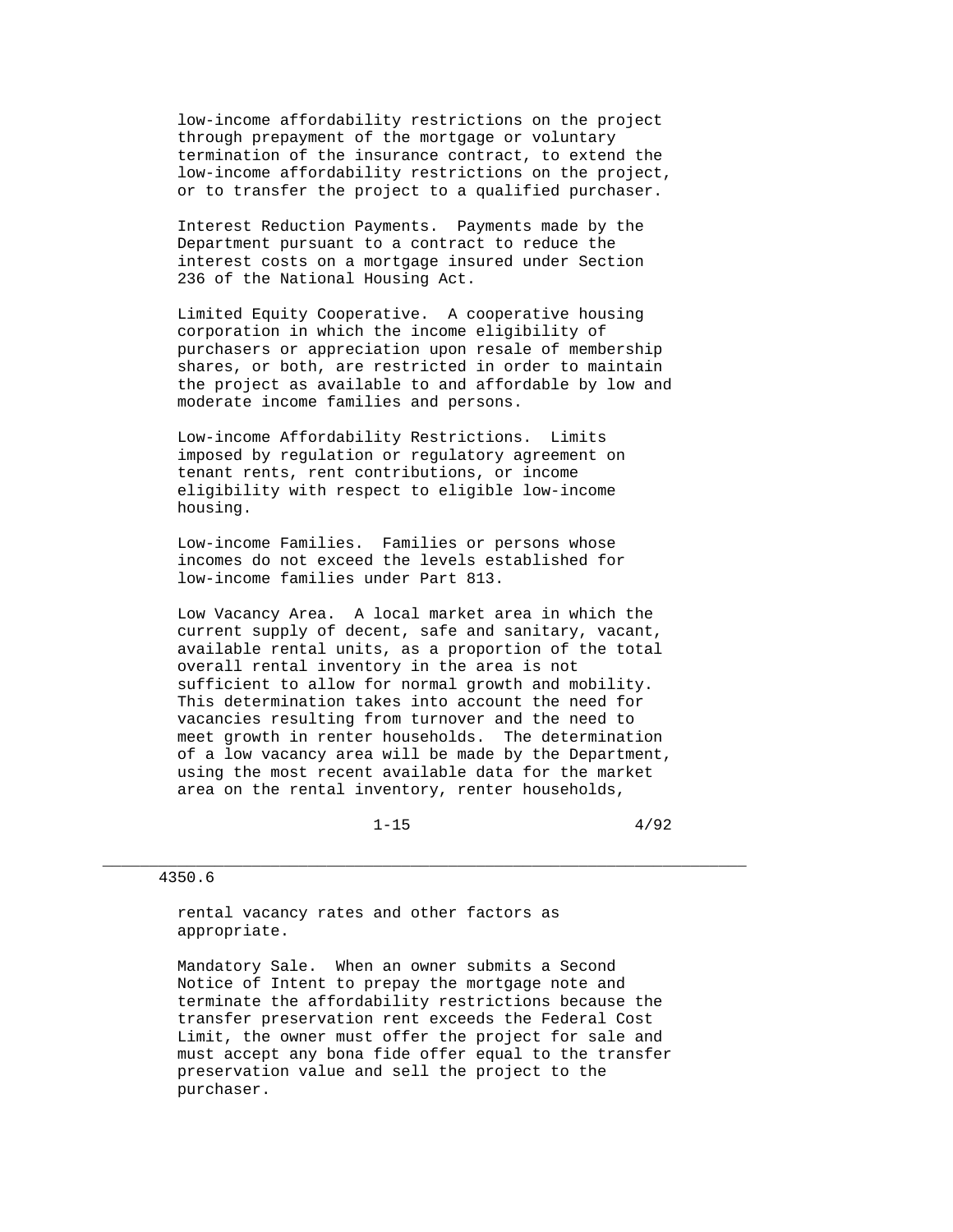low-income affordability restrictions on the project through prepayment of the mortgage or voluntary termination of the insurance contract, to extend the low-income affordability restrictions on the project, or to transfer the project to a qualified purchaser.

Interest Reduction Payments. Payments made by the Department pursuant to a contract to reduce the interest costs on a mortgage insured under Section 236 of the National Housing Act.

Limited Equity Cooperative. A cooperative housing corporation in which the income eligibility of purchasers or appreciation upon resale of membership shares, or both, are restricted in order to maintain the project as available to and affordable by low and moderate income families and persons.

Low-income Affordability Restrictions. Limits imposed by regulation or regulatory agreement on tenant rents, rent contributions, or income eligibility with respect to eligible low-income housing.

Low-income Families. Families or persons whose incomes do not exceed the levels established for low-income families under Part 813.

Low Vacancy Area. A local market area in which the current supply of decent, safe and sanitary, vacant, available rental units, as a proportion of the total overall rental inventory in the area is not sufficient to allow for normal growth and mobility. This determination takes into account the need for vacancies resulting from turnover and the need to meet growth in renter households. The determination of a low vacancy area will be made by the Department, using the most recent available data for the market area on the rental inventory, renter households, rental vacancy rates and other factors as appropriate.

Mandatory Sale. When an owner submits a Second Notice of Intent to prepay the mortgage note and terminate the affordability restrictions because the transfer preservation rent exceeds the Federal Cost Limit, the owner must offer the project for sale and must accept any bona fide offer equal to the transfer preservation value and sell the project to the purchaser.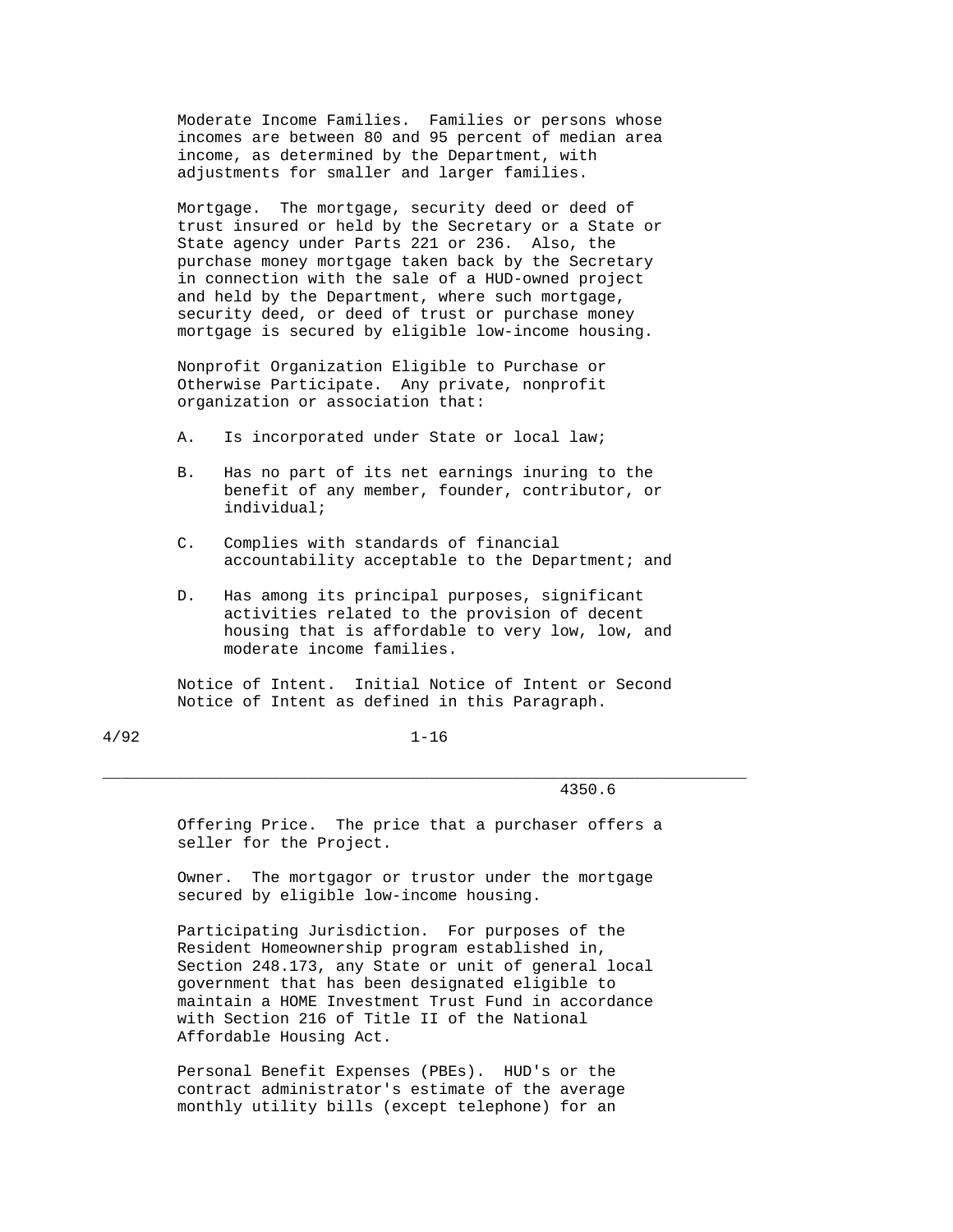Moderate Income Families. Families or persons whose incomes are between 80 and 95 percent of median area income, as determined by the Department, with adjustments for smaller and larger families.

Mortgage. The mortgage, security deed or deed of trust insured or held by the Secretary or a State or State agency under Parts 221 or 236. Also, the purchase money mortgage taken back by the Secretary in connection with the sale of a HUD-owned project and held by the Department, where such mortgage, security deed, or deed of trust or purchase money mortgage is secured by eligible low-income housing.

Nonprofit Organization Eligible to Purchase or Otherwise Participate. Any private, nonprofit organization or association that:

A. Is incorporated under State or local law;

B. Has no part of its net earnings inuring to the benefit of any member, founder, contributor, or individual;

C. Complies with standards of financial accountability acceptable to the Department; and

D. Has among its principal purposes, significant activities related to the provision of decent housing that is affordable to very low, low, and moderate income families.

Notice of Intent. Initial Notice of Intent or Second Notice of Intent as defined in this Paragraph.

Offering Price. The price that a purchaser offers a seller for the Project.

Owner. The mortgagor or trustor under the mortgage secured by eligible low-income housing.

Participating Jurisdiction. For purposes of the Resident Homeownership program established in, Section 248.173, any State or unit of general local government that has been designated eligible to maintain a HOME Investment Trust Fund in accordance with Section 216 of Title II of the National Affordable Housing Act.

Personal Benefit Expenses (PBEs). HUD's or the contract administrator's estimate of the average monthly utility bills (except telephone) for an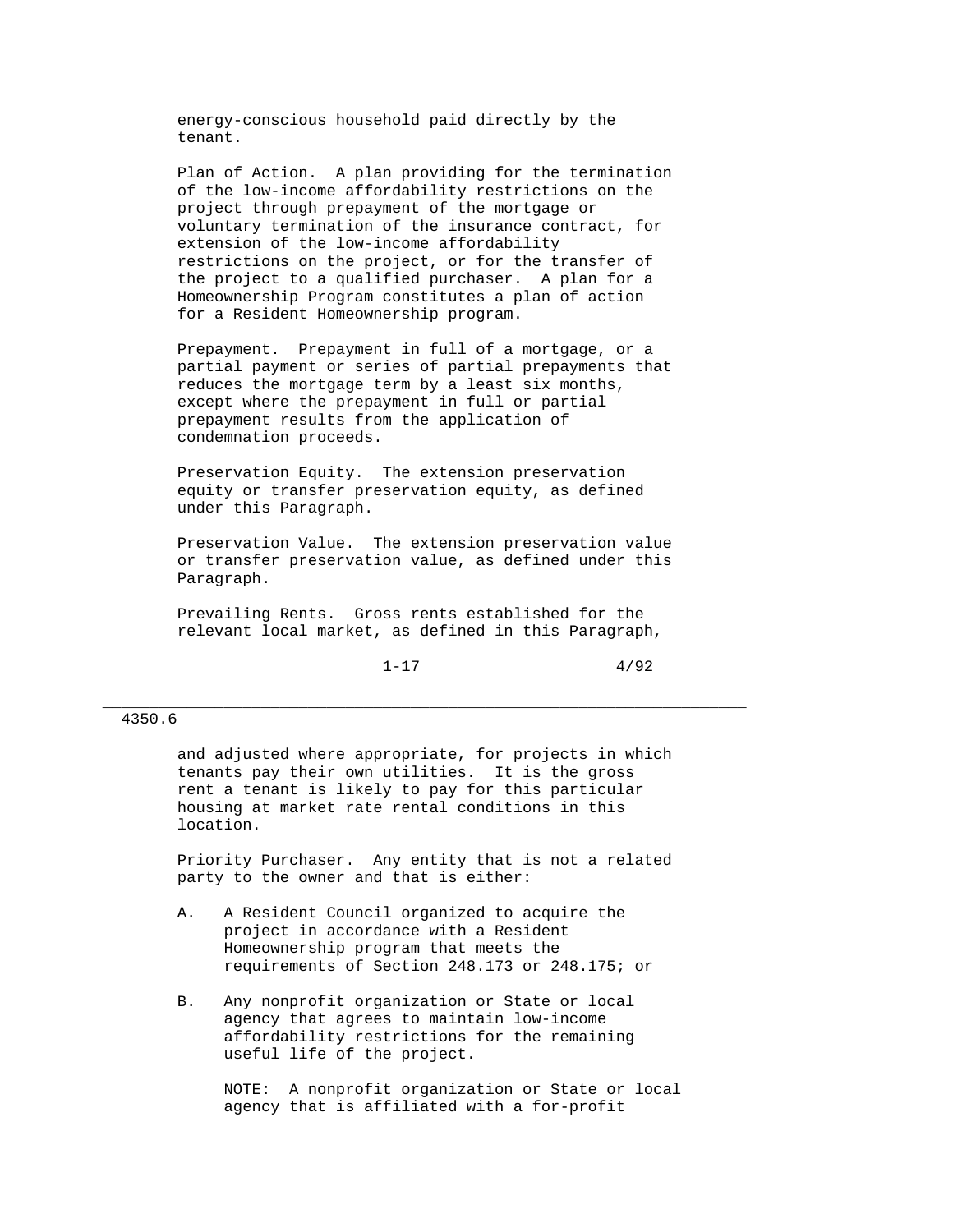energy-conscious household paid directly by the tenant.

Plan of Action. A plan providing for the termination of the low-income affordability restrictions on the project through prepayment of the mortgage or voluntary termination of the insurance contract, for extension of the low-income affordability restrictions on the project, or for the transfer of the project to a qualified purchaser. A plan for a Homeownership Program constitutes a plan of action for a Resident Homeownership program.

Prepayment. Prepayment in full of a mortgage, or a partial payment or series of partial prepayments that reduces the mortgage term by a least six months, except where the prepayment in full or partial prepayment results from the application of condemnation proceeds.

Preservation Equity. The extension preservation equity or transfer preservation equity, as defined under this Paragraph.

Preservation Value. The extension preservation value or transfer preservation value, as defined under this Paragraph.

Prevailing Rents. Gross rents established for the relevant local market, as defined in this Paragraph, and adjusted where appropriate, for projects in which tenants pay their own utilities. It is the gross rent a tenant is likely to pay for this particular housing at market rate rental conditions in this location.

Priority Purchaser. Any entity that is not a related party to the owner and that is either:

A. A Resident Council organized to acquire the project in accordance with a Resident Homeownership program that meets the requirements of Section 248.173 or 248.175; or

B. Any nonprofit organization or State or local agency that agrees to maintain low-income affordability restrictions for the remaining useful life of the project.

NOTE: A nonprofit organization or State or local agency that is affiliated with a for-profit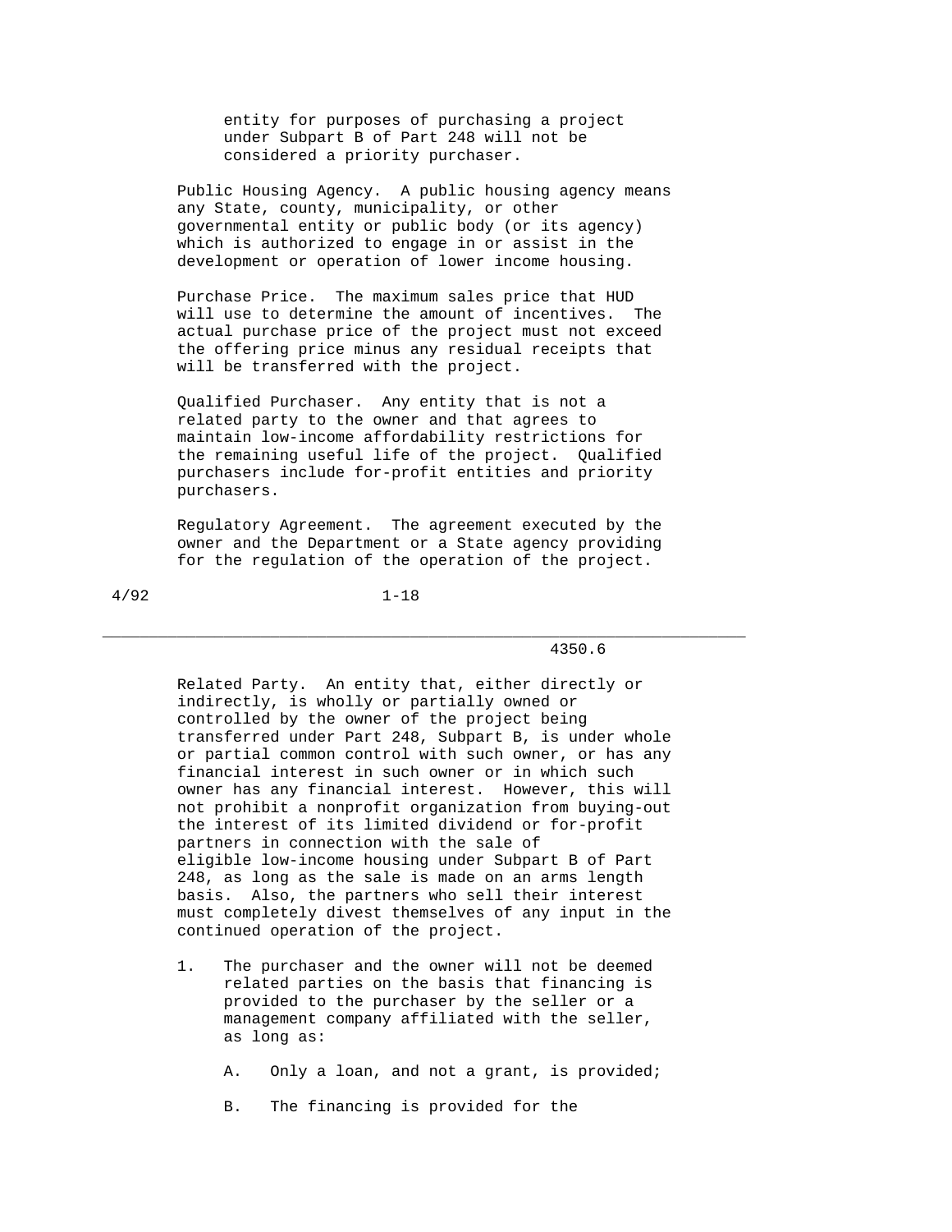entity for purposes of purchasing a project under Subpart B of Part 248 will not be considered a priority purchaser.

Public Housing Agency. A public housing agency means any State, county, municipality, or other governmental entity or public body (or its agency) which is authorized to engage in or assist in the development or operation of lower income housing.

Purchase Price. The maximum sales price that HUD will use to determine the amount of incentives. The actual purchase price of the project must not exceed the offering price minus any residual receipts that will be transferred with the project.

Qualified Purchaser. Any entity that is not a related party to the owner and that agrees to maintain low-income affordability restrictions for the remaining useful life of the project. Qualified purchasers include for-profit entities and priority purchasers.

Regulatory Agreement. The agreement executed by the owner and the Department or a State agency providing for the regulation of the operation of the project.

Related Party. An entity that, either directly or indirectly, is wholly or partially owned or controlled by the owner of the project being transferred under Part 248, Subpart B, is under whole or partial common control with such owner, or has any financial interest in such owner or in which such owner has any financial interest. However, this will not prohibit a nonprofit organization from buying-out the interest of its limited dividend or for-profit partners in connection with the sale of eligible low-income housing under Subpart B of Part 248, as long as the sale is made on an arms length basis. Also, the partners who sell their interest must completely divest themselves of any input in the continued operation of the project.

1. The purchaser and the owner will not be deemed related parties on the basis that financing is provided to the purchaser by the seller or a management company affiliated with the seller, as long as:

   A. Only a loan, and not a grant, is provided;

   B. The financing is provided for the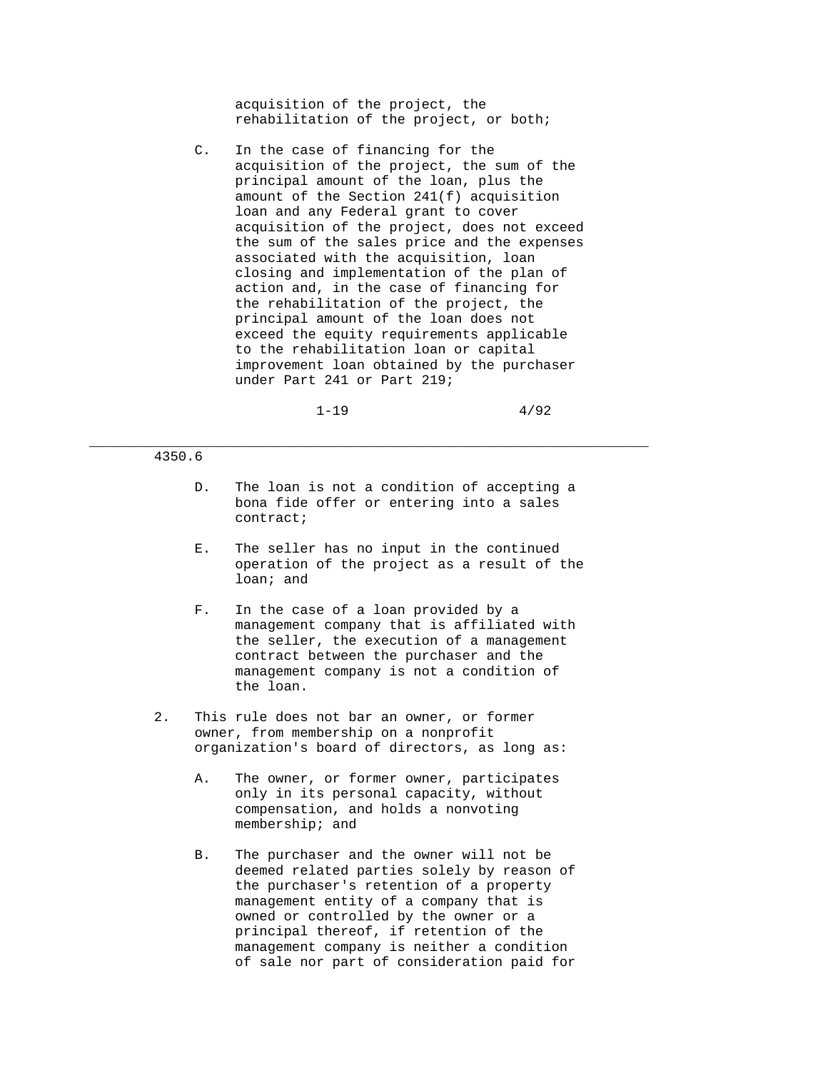acquisition of the project, the rehabilitation of the project, or both;

C. In the case of financing for the acquisition of the project, the sum of the principal amount of the loan, plus the amount of the Section 241(f) acquisition loan and any Federal grant to cover acquisition of the project, does not exceed the sum of the sales price and the expenses associated with the acquisition, loan closing and implementation of the plan of action and, in the case of financing for the rehabilitation of the project, the principal amount of the loan does not exceed the equity requirements applicable to the rehabilitation loan or capital improvement loan obtained by the purchaser under Part 241 or Part 219;

D. The loan is not a condition of accepting a bona fide offer or entering into a sales contract;

E. The seller has no input in the continued operation of the project as a result of the loan; and

F. In the case of a loan provided by a management company that is affiliated with the seller, the execution of a management contract between the purchaser and the management company is not a condition of the loan.

2. This rule does not bar an owner, or former owner, from membership on a nonprofit organization's board of directors, as long as:

   A. The owner, or former owner, participates only in its personal capacity, without compensation, and holds a nonvoting membership; and

   B. The purchaser and the owner will not be deemed related parties solely by reason of the purchaser's retention of a property management entity of a company that is owned or controlled by the owner or a principal thereof, if retention of the management company is neither a condition of sale nor part of consideration paid for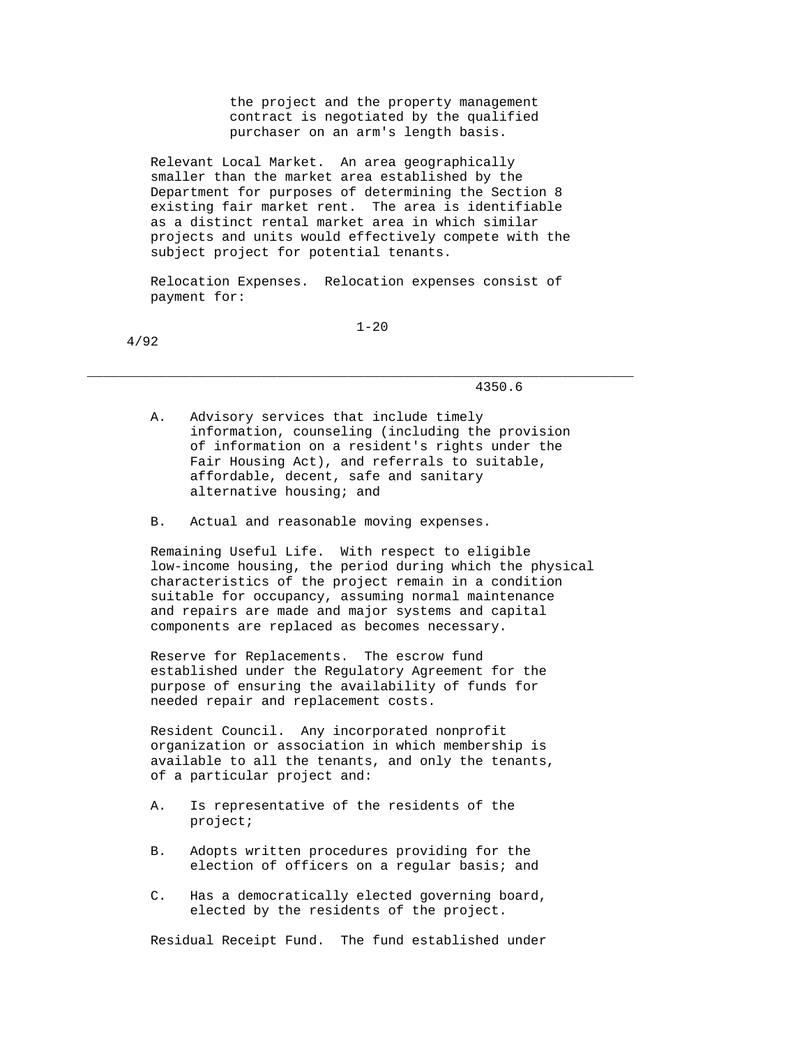the project and the property management contract is negotiated by the qualified purchaser on an arm's length basis.

Relevant Local Market. An area geographically smaller than the market area established by the Department for purposes of determining the Section 8 existing fair market rent. The area is identifiable as a distinct rental market area in which similar projects and units would effectively compete with the subject project for potential tenants.

Relocation Expenses. Relocation expenses consist of payment for:

A. Advisory services that include timely information, counseling (including the provision of information on a resident's rights under the Fair Housing Act), and referrals to suitable, affordable, decent, safe and sanitary alternative housing; and

B. Actual and reasonable moving expenses.

Remaining Useful Life. With respect to eligible low-income housing, the period during which the physical characteristics of the project remain in a condition suitable for occupancy, assuming normal maintenance and repairs are made and major systems and capital components are replaced as becomes necessary.

Reserve for Replacements. The escrow fund established under the Regulatory Agreement for the purpose of ensuring the availability of funds for needed repair and replacement costs.

Resident Council. Any incorporated nonprofit organization or association in which membership is available to all the tenants, and only the tenants, of a particular project and:

A. Is representative of the residents of the project;

B. Adopts written procedures providing for the election of officers on a regular basis; and

C. Has a democratically elected governing board, elected by the residents of the project.

Residual Receipt Fund. The fund established under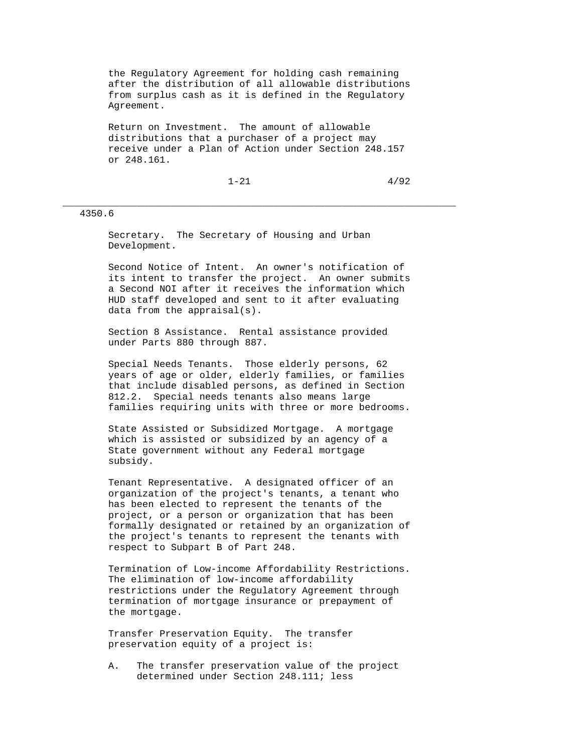the Regulatory Agreement for holding cash remaining after the distribution of all allowable distributions from surplus cash as it is defined in the Regulatory Agreement.

Return on Investment. The amount of allowable distributions that a purchaser of a project may receive under a Plan of Action under Section 248.157 or 248.161.

Secretary. The Secretary of Housing and Urban Development.

Second Notice of Intent. An owner's notification of its intent to transfer the project. An owner submits a Second NOI after it receives the information which HUD staff developed and sent to it after evaluating data from the appraisal(s).

Section 8 Assistance. Rental assistance provided under Parts 880 through 887.

Special Needs Tenants. Those elderly persons, 62 years of age or older, elderly families, or families that include disabled persons, as defined in Section 812.2. Special needs tenants also means large families requiring units with three or more bedrooms.

State Assisted or Subsidized Mortgage. A mortgage which is assisted or subsidized by an agency of a State government without any Federal mortgage subsidy.

Tenant Representative. A designated officer of an organization of the project's tenants, a tenant who has been elected to represent the tenants of the project, or a person or organization that has been formally designated or retained by an organization of the project's tenants to represent the tenants with respect to Subpart B of Part 248.

Termination of Low-income Affordability Restrictions. The elimination of low-income affordability restrictions under the Regulatory Agreement through termination of mortgage insurance or prepayment of the mortgage.

Transfer Preservation Equity. The transfer preservation equity of a project is:

A. The transfer preservation value of the project determined under Section 248.111; less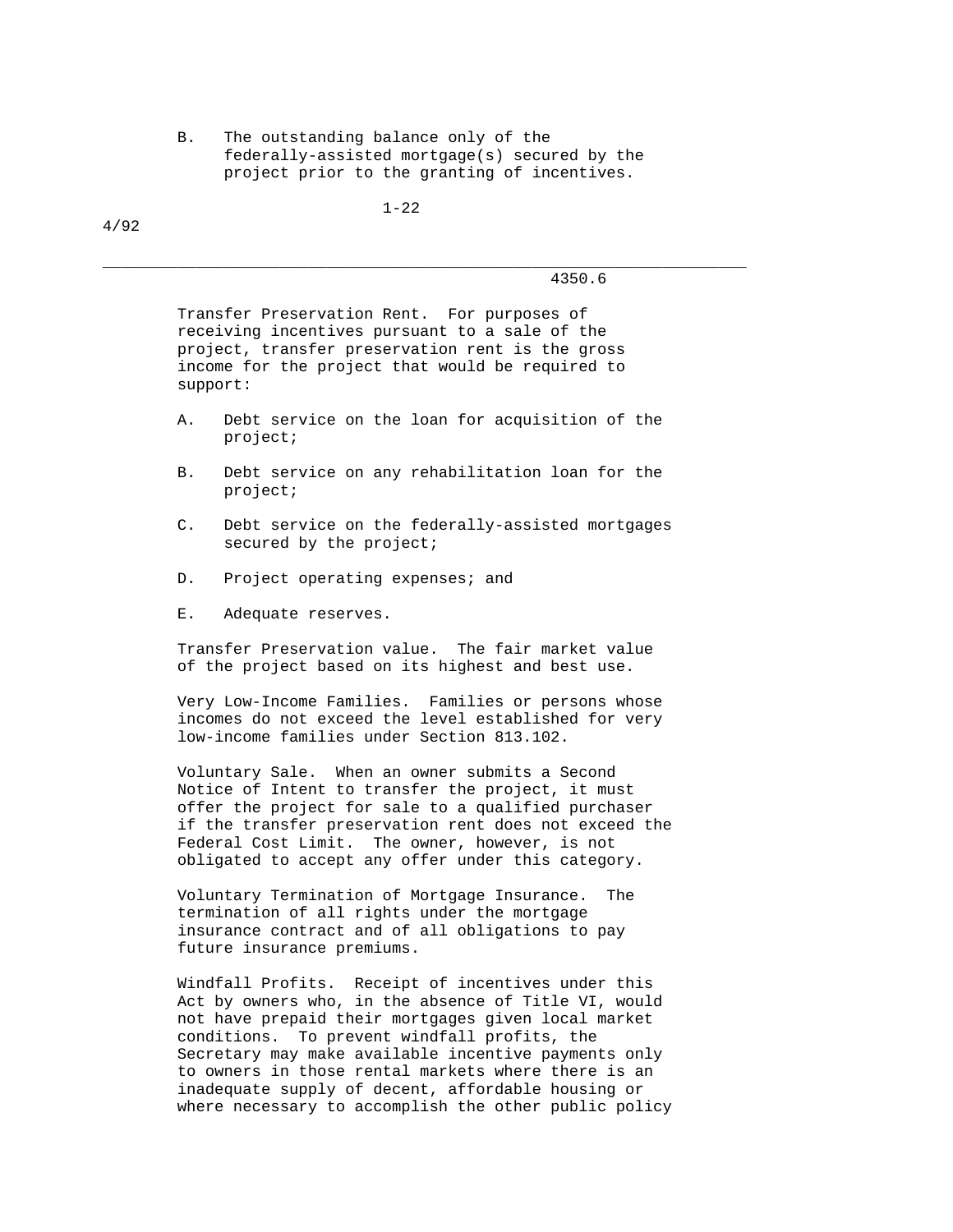B. The outstanding balance only of the federally-assisted mortgage(s) secured by the project prior to the granting of incentives.

Transfer Preservation Rent. For purposes of receiving incentives pursuant to a sale of the project, transfer preservation rent is the gross income for the project that would be required to support:

A. Debt service on the loan for acquisition of the project;

B. Debt service on any rehabilitation loan for the project;

C. Debt service on the federally-assisted mortgages secured by the project;

D. Project operating expenses; and

E. Adequate reserves.

Transfer Preservation value. The fair market value of the project based on its highest and best use.

Very Low-Income Families. Families or persons whose incomes do not exceed the level established for very low-income families under Section 813.102.

Voluntary Sale. When an owner submits a Second Notice of Intent to transfer the project, it must offer the project for sale to a qualified purchaser if the transfer preservation rent does not exceed the Federal Cost Limit. The owner, however, is not obligated to accept any offer under this category.

Voluntary Termination of Mortgage Insurance. The termination of all rights under the mortgage insurance contract and of all obligations to pay future insurance premiums.

Windfall Profits. Receipt of incentives under this Act by owners who, in the absence of Title VI, would not have prepaid their mortgages given local market conditions. To prevent windfall profits, the Secretary may make available incentive payments only to owners in those rental markets where there is an inadequate supply of decent, affordable housing or where necessary to accomplish the other public policy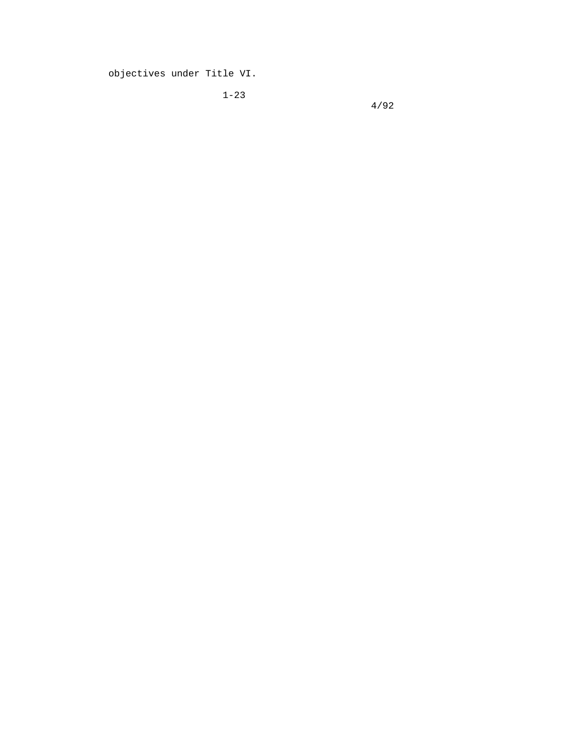objectives under Title VI.